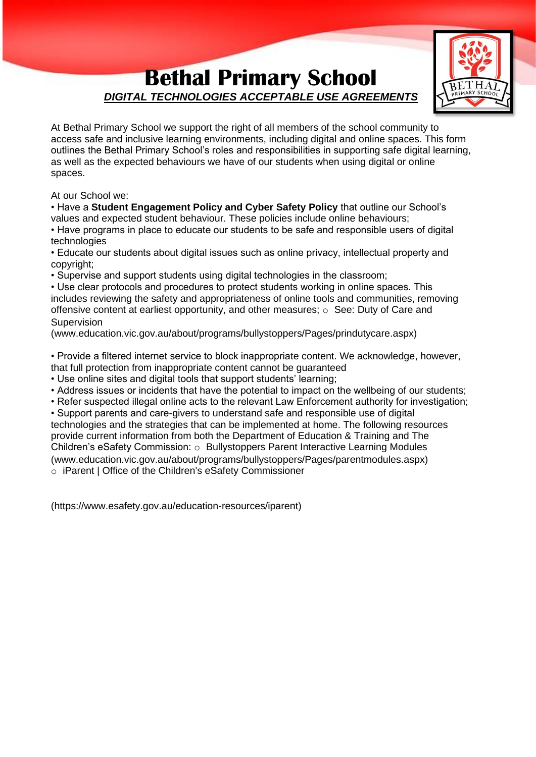# Bethal Primary School

***DIGITAL TECHNOLOGIES ACCEPTABLE USE AGREEMENTS***

At Bethal Primary School we support the right of all members of the school community to access safe and inclusive learning environments, including digital and online spaces. This form outlines the Bethal Primary School's roles and responsibilities in supporting safe digital learning, as well as the expected behaviours we have of our students when using digital or online spaces.

At our School we:

- Have a **Student Engagement Policy and Cyber Safety Policy** that outline our School's values and expected student behaviour. These policies include online behaviours;
- Have programs in place to educate our students to be safe and responsible users of digital technologies
- Educate our students about digital issues such as online privacy, intellectual property and copyright;
- Supervise and support students using digital technologies in the classroom;
- Use clear protocols and procedures to protect students working in online spaces. This includes reviewing the safety and appropriateness of online tools and communities, removing offensive content at earliest opportunity, and other measures;
  - See: Duty of Care and Supervision (www.education.vic.gov.au/about/programs/bullystoppers/Pages/prindutycare.aspx)
- Provide a filtered internet service to block inappropriate content. We acknowledge, however, that full protection from inappropriate content cannot be guaranteed
- Use online sites and digital tools that support students' learning;
- Address issues or incidents that have the potential to impact on the wellbeing of our students;
- Refer suspected illegal online acts to the relevant Law Enforcement authority for investigation;
- Support parents and care-givers to understand safe and responsible use of digital technologies and the strategies that can be implemented at home. The following resources provide current information from both the Department of Education & Training and The Children's eSafety Commission:
  - Bullystoppers Parent Interactive Learning Modules (www.education.vic.gov.au/about/programs/bullystoppers/Pages/parentmodules.aspx)
  - iParent | Office of the Children's eSafety Commissioner

(https://www.esafety.gov.au/education-resources/iparent)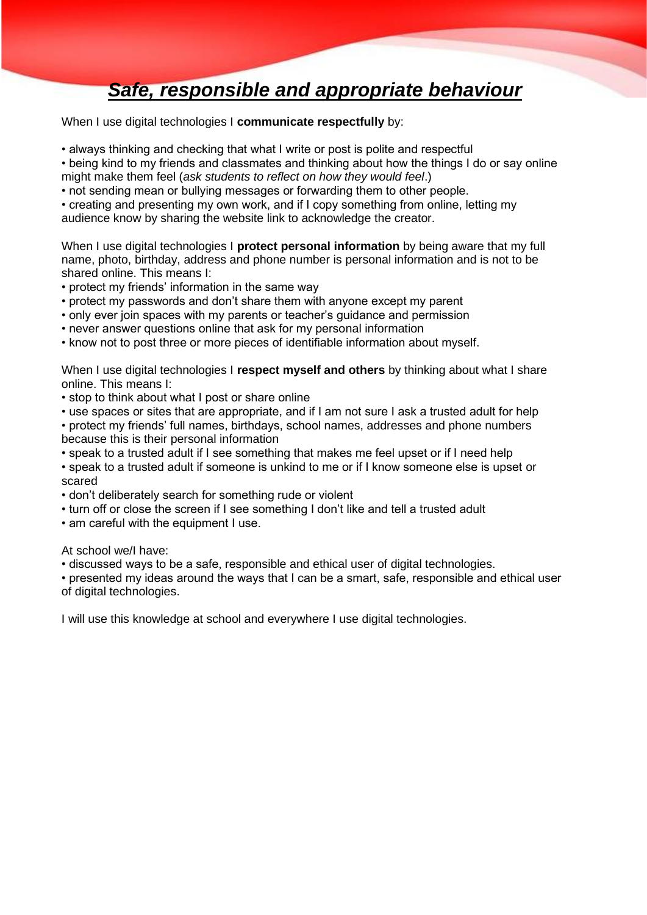# ***Safe, responsible and appropriate behaviour***

When I use digital technologies I **communicate respectfully** by:

- always thinking and checking that what I write or post is polite and respectful
- being kind to my friends and classmates and thinking about how the things I do or say online might make them feel (*ask students to reflect on how they would feel*.)
- not sending mean or bullying messages or forwarding them to other people.
- creating and presenting my own work, and if I copy something from online, letting my audience know by sharing the website link to acknowledge the creator.

When I use digital technologies I **protect personal information** by being aware that my full name, photo, birthday, address and phone number is personal information and is not to be shared online. This means I:

- protect my friends' information in the same way
- protect my passwords and don't share them with anyone except my parent
- only ever join spaces with my parents or teacher's guidance and permission
- never answer questions online that ask for my personal information
- know not to post three or more pieces of identifiable information about myself.

When I use digital technologies I **respect myself and others** by thinking about what I share online. This means I:

- stop to think about what I post or share online
- use spaces or sites that are appropriate, and if I am not sure I ask a trusted adult for help
- protect my friends' full names, birthdays, school names, addresses and phone numbers because this is their personal information
- speak to a trusted adult if I see something that makes me feel upset or if I need help
- speak to a trusted adult if someone is unkind to me or if I know someone else is upset or scared
- don't deliberately search for something rude or violent
- turn off or close the screen if I see something I don't like and tell a trusted adult
- am careful with the equipment I use.

At school we/I have:

- discussed ways to be a safe, responsible and ethical user of digital technologies.
- presented my ideas around the ways that I can be a smart, safe, responsible and ethical user of digital technologies.

I will use this knowledge at school and everywhere I use digital technologies.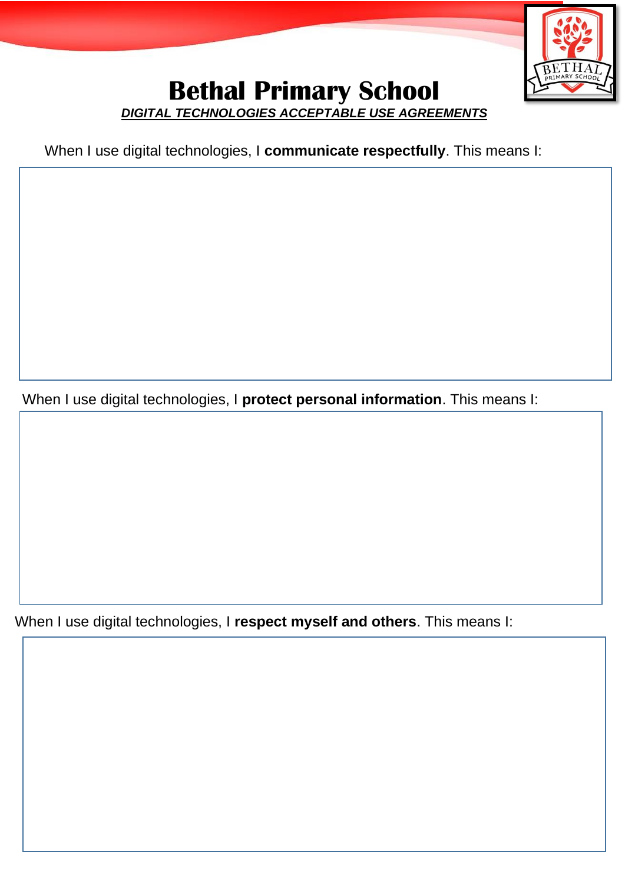# Bethal Primary School

***DIGITAL TECHNOLOGIES ACCEPTABLE USE AGREEMENTS***

When I use digital technologies, I **communicate respectfully**. This means I:

When I use digital technologies, I **protect personal information**. This means I:

When I use digital technologies, I **respect myself and others**. This means I: